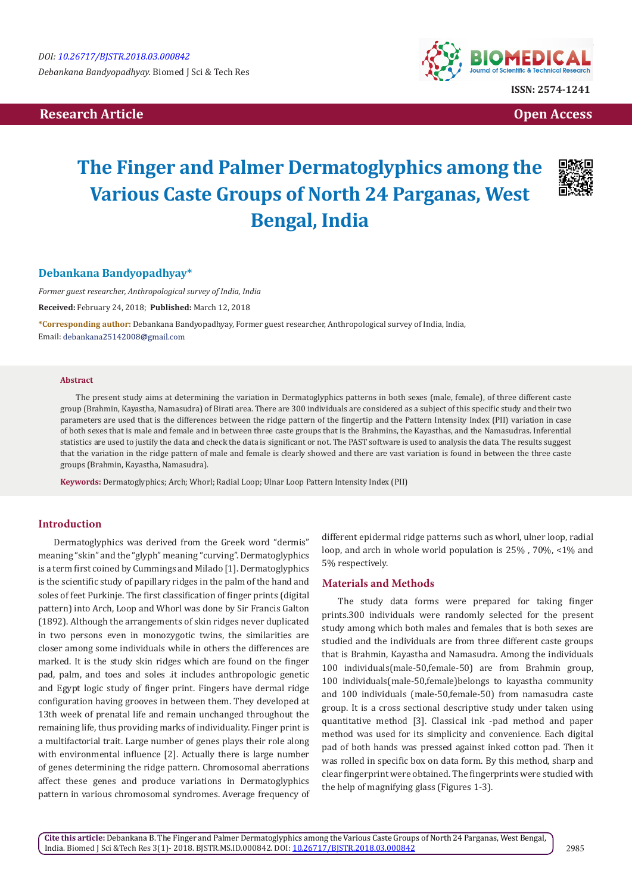Research Article

Open Access

# The Finger and Palmer Dermatoglyphics among the Various Caste Groups of North 24 Parganas, West Bengal, India

**Debankana Bandyopadhyay***

*Former guest researcher, Anthropological survey of India, India*

**Received:** February 24, 2018; **Published:** March 12, 2018

***Corresponding author:** Debankana Bandyopadhyay, Former guest researcher, Anthropological survey of India, India, Email: debankana25142008@gmail.com

**Abstract**

The present study aims at determining the variation in Dermatoglyphics patterns in both sexes (male, female), of three different caste group (Brahmin, Kayastha, Namasudra) of Birati area. There are 300 individuals are considered as a subject of this specific study and their two parameters are used that is the differences between the ridge pattern of the fingertip and the Pattern Intensity Index (PII) variation in case of both sexes that is male and female and in between three caste groups that is the Brahmins, the Kayasthas, and the Namasudras. Inferential statistics are used to justify the data and check the data is significant or not. The PAST software is used to analysis the data. The results suggest that the variation in the ridge pattern of male and female is clearly showed and there are vast variation is found in between the three caste groups (Brahmin, Kayastha, Namasudra).

**Keywords:** Dermatoglyphics; Arch; Whorl; Radial Loop; Ulnar Loop Pattern Intensity Index (PII)

## Introduction

Dermatoglyphics was derived from the Greek word "dermis" meaning "skin" and the "glyph" meaning "curving". Dermatoglyphics is a term first coined by Cummings and Milado [1]. Dermatoglyphics is the scientific study of papillary ridges in the palm of the hand and soles of feet Purkinje. The first classification of finger prints (digital pattern) into Arch, Loop and Whorl was done by Sir Francis Galton (1892). Although the arrangements of skin ridges never duplicated in two persons even in monozygotic twins, the similarities are closer among some individuals while in others the differences are marked. It is the study skin ridges which are found on the finger pad, palm, and toes and soles .it includes anthropologic genetic and Egypt logic study of finger print. Fingers have dermal ridge configuration having grooves in between them. They developed at 13th week of prenatal life and remain unchanged throughout the remaining life, thus providing marks of individuality. Finger print is a multifactorial trait. Large number of genes plays their role along with environmental influence [2]. Actually there is large number of genes determining the ridge pattern. Chromosomal aberrations affect these genes and produce variations in Dermatoglyphics pattern in various chromosomal syndromes. Average frequency of different epidermal ridge patterns such as whorl, ulner loop, radial loop, and arch in whole world population is 25% , 70%, <1% and 5% respectively.

## Materials and Methods

The study data forms were prepared for taking finger prints.300 individuals were randomly selected for the present study among which both males and females that is both sexes are studied and the individuals are from three different caste groups that is Brahmin, Kayastha and Namasudra. Among the individuals 100 individuals(male-50,female-50) are from Brahmin group, 100 individuals(male-50,female)belongs to kayastha community and 100 individuals (male-50,female-50) from namasudra caste group. It is a cross sectional descriptive study under taken using quantitative method [3]. Classical ink -pad method and paper method was used for its simplicity and convenience. Each digital pad of both hands was pressed against inked cotton pad. Then it was rolled in specific box on data form. By this method, sharp and clear fingerprint were obtained. The fingerprints were studied with the help of magnifying glass (Figures 1-3).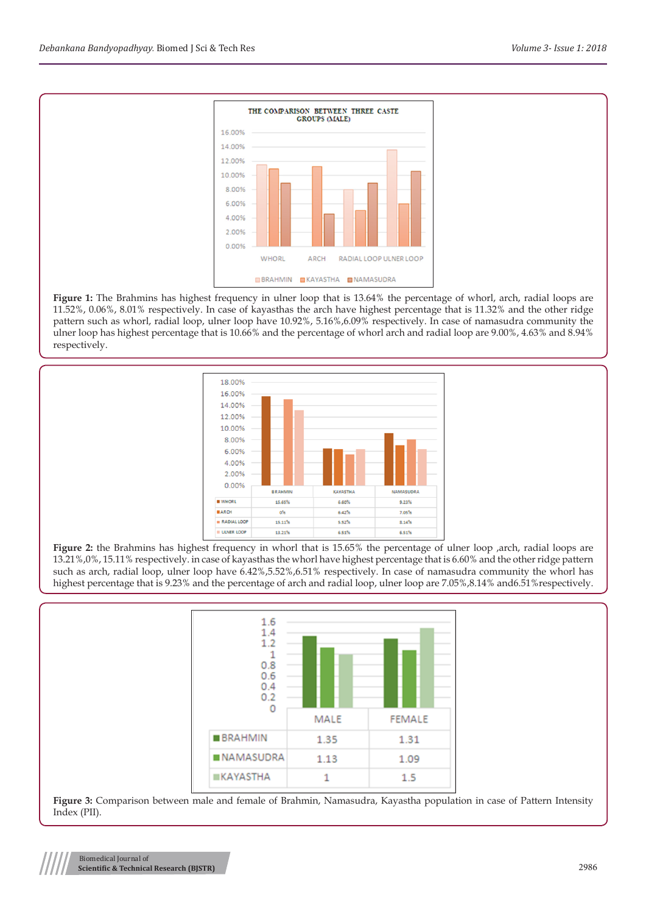**Figure 1:** The Brahmins has highest frequency in ulner loop that is 13.64% the percentage of whorl, arch, radial loops are 11.52%, 0.06%, 8.01% respectively. In case of kayasthas the arch have highest percentage that is 11.32% and the other ridge pattern such as whorl, radial loop, ulner loop have 10.92%, 5.16%,6.09% respectively. In case of namasudra community the ulner loop has highest percentage that is 10.66% and the percentage of whorl arch and radial loop are 9.00%, 4.63% and 8.94% respectively.

| | BRAHMIN | KAYASTHA | NAMASUDRA |
|---|---|---|---|
| WHORL | 15.65% | 6.60% | 9.23% |
| ARCH | 0% | 6.42% | 7.05% |
| RADIAL LOOP | 15.11% | 5.52% | 8.14% |
| ULNER LOOP | 13.21% | 6.51% | 6.51% |

**Figure 2:** the Brahmins has highest frequency in whorl that is 15.65% the percentage of ulner loop ,arch, radial loops are 13.21%,0%, 15.11% respectively. in case of kayasthas the whorl have highest percentage that is 6.60% and the other ridge pattern such as arch, radial loop, ulner loop have 6.42%,5.52%,6.51% respectively. In case of namasudra community the whorl has highest percentage that is 9.23% and the percentage of arch and radial loop, ulner loop are 7.05%,8.14% and6.51%respectively.

| | MALE | FEMALE |
|---|---|---|
| BRAHMIN | 1.35 | 1.31 |
| NAMASUDRA | 1.13 | 1.09 |
| KAYASTHA | 1 | 1.5 |

**Figure 3:** Comparison between male and female of Brahmin, Namasudra, Kayastha population in case of Pattern Intensity Index (PII).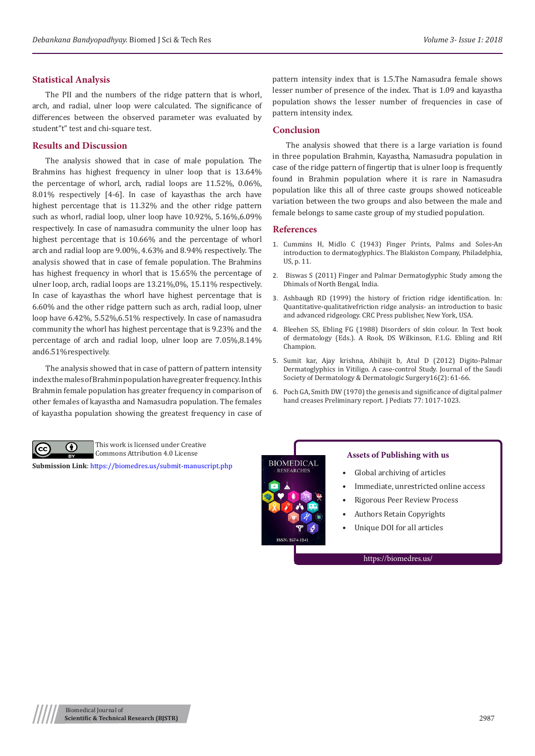## Statistical Analysis

The PII and the numbers of the ridge pattern that is whorl, arch, and radial, ulner loop were calculated. The significance of differences between the observed parameter was evaluated by student"t" test and chi-square test.

## Results and Discussion

The analysis showed that in case of male population. The Brahmins has highest frequency in ulner loop that is 13.64% the percentage of whorl, arch, radial loops are 11.52%, 0.06%, 8.01% respectively [4-6]. In case of kayasthas the arch have highest percentage that is 11.32% and the other ridge pattern such as whorl, radial loop, ulner loop have 10.92%, 5.16%,6.09% respectively. In case of namasudra community the ulner loop has highest percentage that is 10.66% and the percentage of whorl arch and radial loop are 9.00%, 4.63% and 8.94% respectively. The analysis showed that in case of female population. The Brahmins has highest frequency in whorl that is 15.65% the percentage of ulner loop, arch, radial loops are 13.21%,0%, 15.11% respectively. In case of kayasthas the whorl have highest percentage that is 6.60% and the other ridge pattern such as arch, radial loop, ulner loop have 6.42%, 5.52%,6.51% respectively. In case of namasudra community the whorl has highest percentage that is 9.23% and the percentage of arch and radial loop, ulner loop are 7.05%,8.14% and6.51%respectively.

The analysis showed that in case of pattern of pattern intensity index the males of Brahmin population have greater frequency. In this Brahmin female population has greater frequency in comparison of other females of kayastha and Namasudra population. The females of kayastha population showing the greatest frequency in case of pattern intensity index that is 1.5.The Namasudra female shows lesser number of presence of the index. That is 1.09 and kayastha population shows the lesser number of frequencies in case of pattern intensity index.

## Conclusion

The analysis showed that there is a large variation is found in three population Brahmin, Kayastha, Namasudra population in case of the ridge pattern of fingertip that is ulner loop is frequently found in Brahmin population where it is rare in Namasudra population like this all of three caste groups showed noticeable variation between the two groups and also between the male and female belongs to same caste group of my studied population.

## References

1. Cummins H, Midlo C (1943) Finger Prints, Palms and Soles-An introduction to dermatoglyphics. The Blakiston Company, Philadelphia, US, p. 11.
2. Biswas S (2011) Finger and Palmar Dermatoglyphic Study among the Dhimals of North Bengal, India.
3. Ashbaugh RD (1999) the history of friction ridge identification. In: Quantitative-qualitativefriction ridge analysis- an introduction to basic and advanced ridgeology. CRC Press publisher, New York, USA.
4. Bleehen SS, Ebling FG (1988) Disorders of skin colour. In Text book of dermatology (Eds.). A Rook, DS Wilkinson, F.1.G. Ebling and RH Champion.
5. Sumit kar, Ajay krishna, Abihijit b, Atul D (2012) Digito-Palmar Dermatoglyphics in Vitiligo. A case-control Study. Journal of the Saudi Society of Dermatology & Dermatologic Surgery16(2): 61-66.
6. Poch GA, Smith DW (1970) the genesis and significance of digital palmer hand creases Preliminary report. J Pediats 77: 1017-1023.

This work is licensed under Creative Commons Attribution 4.0 License

**Submission Link**: https://biomedres.us/submit-manuscript.php

### Assets of Publishing with us

- Global archiving of articles
- Immediate, unrestricted online access
- Rigorous Peer Review Process
- Authors Retain Copyrights
- Unique DOI for all articles

https://biomedres.us/